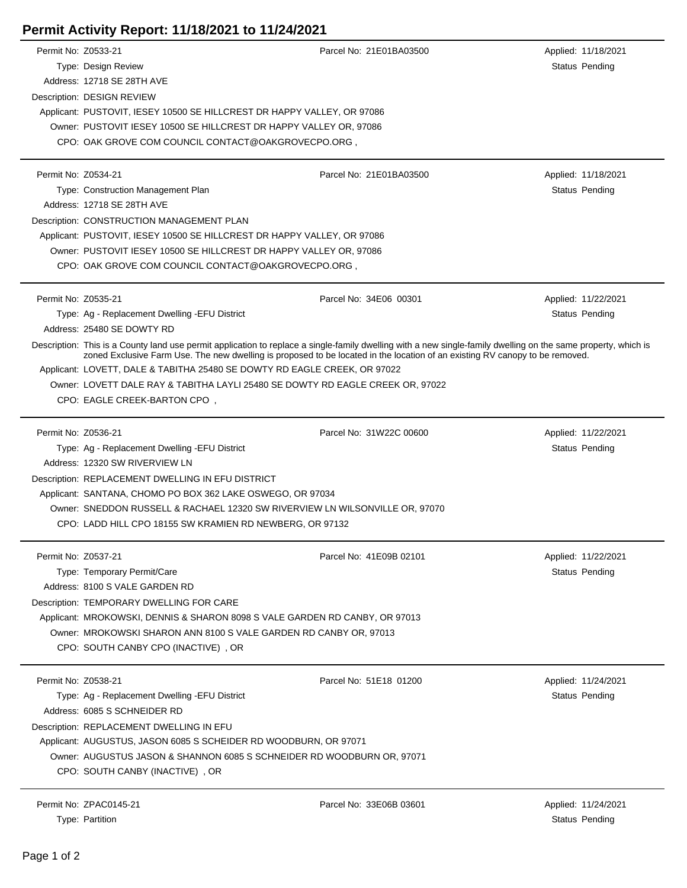# Permit Activity Report: 11/18/2021 to 11/24/2021

---

Permit No: Z0533-21 | Parcel No: 21E01BA03500 | Applied: 11/18/2021

Type: Design Review | Status Pending

Address: 12718 SE 28TH AVE

Description: DESIGN REVIEW

Applicant: PUSTOVIT, IESEY 10500 SE HILLCREST DR HAPPY VALLEY, OR 97086

Owner: PUSTOVIT IESEY 10500 SE HILLCREST DR HAPPY VALLEY OR, 97086

CPO: OAK GROVE COM COUNCIL CONTACT@OAKGROVECPO.ORG ,

---

Permit No: Z0534-21 | Parcel No: 21E01BA03500 | Applied: 11/18/2021

Type: Construction Management Plan | Status Pending

Address: 12718 SE 28TH AVE

Description: CONSTRUCTION MANAGEMENT PLAN

Applicant: PUSTOVIT, IESEY 10500 SE HILLCREST DR HAPPY VALLEY, OR 97086

Owner: PUSTOVIT IESEY 10500 SE HILLCREST DR HAPPY VALLEY OR, 97086

CPO: OAK GROVE COM COUNCIL CONTACT@OAKGROVECPO.ORG ,

---

Permit No: Z0535-21 | Parcel No: 34E06 00301 | Applied: 11/22/2021

Type: Ag - Replacement Dwelling -EFU District | Status Pending

Address: 25480 SE DOWTY RD

Description: This is a County land use permit application to replace a single-family dwelling with a new single-family dwelling on the same property, which is zoned Exclusive Farm Use. The new dwelling is proposed to be located in the location of an existing RV canopy to be removed.

Applicant: LOVETT, DALE & TABITHA 25480 SE DOWTY RD EAGLE CREEK, OR 97022

Owner: LOVETT DALE RAY & TABITHA LAYLI 25480 SE DOWTY RD EAGLE CREEK OR, 97022

CPO: EAGLE CREEK-BARTON CPO ,

---

Permit No: Z0536-21 | Parcel No: 31W22C 00600 | Applied: 11/22/2021

Type: Ag - Replacement Dwelling -EFU District | Status Pending

Address: 12320 SW RIVERVIEW LN

Description: REPLACEMENT DWELLING IN EFU DISTRICT

Applicant: SANTANA, CHOMO PO BOX 362 LAKE OSWEGO, OR 97034

Owner: SNEDDON RUSSELL & RACHAEL 12320 SW RIVERVIEW LN WILSONVILLE OR, 97070

CPO: LADD HILL CPO 18155 SW KRAMIEN RD NEWBERG, OR 97132

---

Permit No: Z0537-21 | Parcel No: 41E09B 02101 | Applied: 11/22/2021

Type: Temporary Permit/Care | Status Pending

Address: 8100 S VALE GARDEN RD

Description: TEMPORARY DWELLING FOR CARE

Applicant: MROKOWSKI, DENNIS & SHARON 8098 S VALE GARDEN RD CANBY, OR 97013

Owner: MROKOWSKI SHARON ANN 8100 S VALE GARDEN RD CANBY OR, 97013

CPO: SOUTH CANBY CPO (INACTIVE) , OR

---

Permit No: Z0538-21 | Parcel No: 51E18 01200 | Applied: 11/24/2021

Type: Ag - Replacement Dwelling -EFU District | Status Pending

Address: 6085 S SCHNEIDER RD

Description: REPLACEMENT DWELLING IN EFU

Applicant: AUGUSTUS, JASON 6085 S SCHEIDER RD WOODBURN, OR 97071

Owner: AUGUSTUS JASON & SHANNON 6085 S SCHNEIDER RD WOODBURN OR, 97071

CPO: SOUTH CANBY (INACTIVE) , OR

---

Permit No: ZPAC0145-21 | Parcel No: 33E06B 03601 | Applied: 11/24/2021

Type: Partition | Status Pending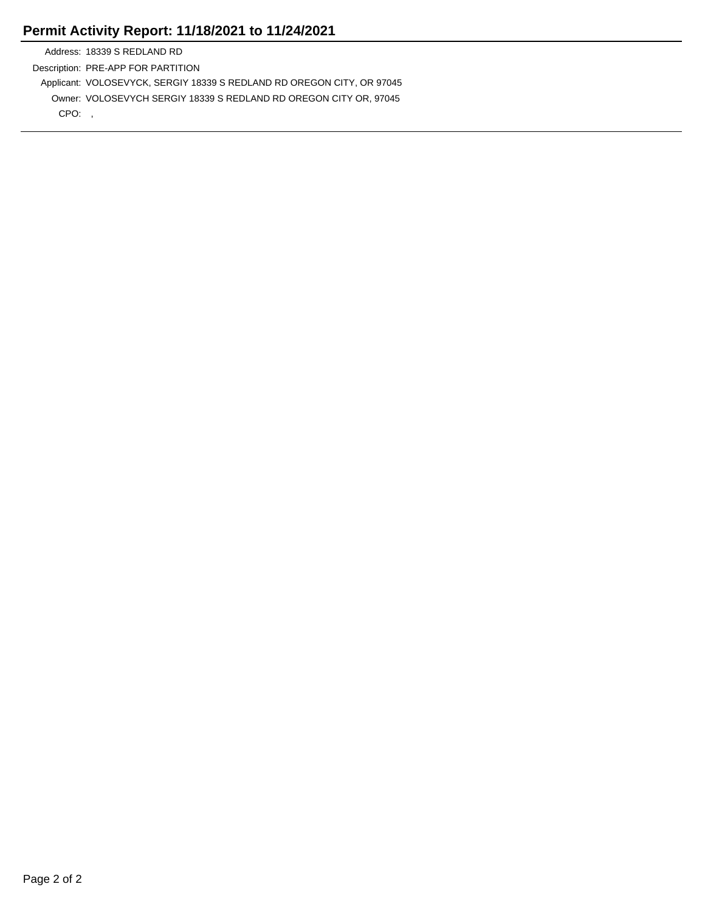## Permit Activity Report: 11/18/2021 to 11/24/2021

Address: 18339 S REDLAND RD
Description: PRE-APP FOR PARTITION
Applicant: VOLOSEVYCK, SERGIY 18339 S REDLAND RD OREGON CITY, OR 97045
Owner: VOLOSEVYCH SERGIY 18339 S REDLAND RD OREGON CITY OR, 97045
CPO: ,